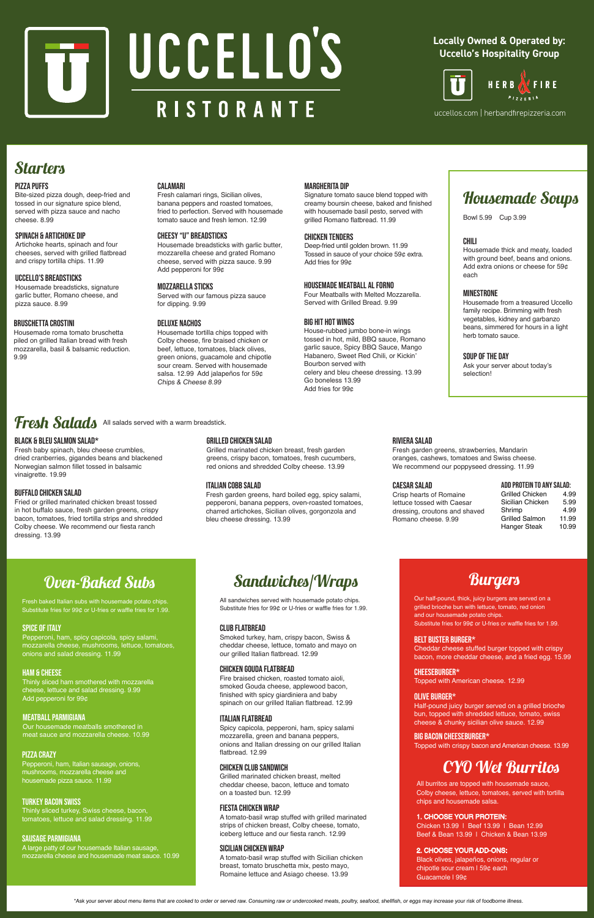# UCCELLO'S RISTORANTE

**Locally Owned & Operated by: Uccello's Hospitality Group**

HERB & FIRE PIZZERIA

uccellos.com | herbandfirepizzeria.com

## Starters

### PIZZA PUFFS
Bite-sized pizza dough, deep-fried and tossed in our signature spice blend, served with pizza sauce and nacho cheese. 8.99

### SPINACH & ARTICHOKE DIP
Artichoke hearts, spinach and four cheeses, served with grilled flatbread and crispy tortilla chips. 11.99

### UCCELLO'S BREADSTICKS
Housemade breadsticks, signature garlic butter, Romano cheese, and pizza sauce. 8.99

### BRUSCHETTA CROSTINI
Housemade roma tomato bruschetta piled on grilled Italian bread with fresh mozzarella, basil & balsamic reduction. 9.99

### CALAMARI
Fresh calamari rings, Sicilian olives, banana peppers and roasted tomatoes, fried to perfection. Served with housemade tomato sauce and fresh lemon. 12.99

### CHEESY "U" BREADSTICKS
Housemade breadsticks with garlic butter, mozzarella cheese and grated Romano cheese, served with pizza sauce. 9.99 Add pepperoni for 99¢

### MOZZARELLA STICKS
Served with our famous pizza sauce for dipping. 9.99

### DELUXE NACHOS
Housemade tortilla chips topped with Colby cheese, fire braised chicken or beef, lettuce, tomatoes, black olives, green onions, guacamole and chipotle sour cream. Served with housemade salsa. 12.99 Add jalapeños for 59¢
*Chips & Cheese 8.99*

### MARGHERITA DIP
Signature tomato sauce blend topped with creamy boursin cheese, baked and finished with housemade basil pesto, served with grilled Romano flatbread. 11.99

### CHICKEN TENDERS
Deep-fried until golden brown. 11.99
Tossed in sauce of your choice 59¢ extra.
Add fries for 99¢

### HOUSEMADE MEATBALL AL FORNO
Four Meatballs with Melted Mozzarella. Served with Grilled Bread. 9.99

### BIG HIT HOT WINGS
House-rubbed jumbo bone-in wings tossed in hot, mild, BBQ sauce, Romano garlic sauce, Spicy BBQ Sauce, Mango Habanero, Sweet Red Chili, or Kickin' Bourbon served with celery and bleu cheese dressing. 13.99
Go boneless 13.99
Add fries for 99¢

## Housemade Soups

Bowl 5.99 Cup 3.99

### CHILI
Housemade thick and meaty, loaded with ground beef, beans and onions. Add extra onions or cheese for 59¢ each

### MINESTRONE
Housemade from a treasured Uccello family recipe. Brimming with fresh vegetables, kidney and garbanzo beans, simmered for hours in a light herb tomato sauce.

### SOUP OF THE DAY
Ask your server about today's selection!

## Fresh Salads

All salads served with a warm breadstick.

### BLACK & BLEU SALMON SALAD*
Fresh baby spinach, bleu cheese crumbles, dried cranberries, gigandes beans and blackened Norwegian salmon fillet tossed in balsamic vinaigrette. 19.99

### BUFFALO CHICKEN SALAD
Fried or grilled marinated chicken breast tossed in hot buffalo sauce, fresh garden greens, crispy bacon, tomatoes, fried tortilla strips and shredded Colby cheese. We recommend our fiesta ranch dressing. 13.99

### GRILLED CHICKEN SALAD
Grilled marinated chicken breast, fresh garden greens, crispy bacon, tomatoes, fresh cucumbers, red onions and shredded Colby cheese. 13.99

### ITALIAN COBB SALAD
Fresh garden greens, hard boiled egg, spicy salami, pepperoni, banana peppers, oven-roasted tomatoes, charred artichokes, Sicilian olives, gorgonzola and bleu cheese dressing. 13.99

### RIVIERA SALAD
Fresh garden greens, strawberries, Mandarin oranges, cashews, tomatoes and Swiss cheese. We recommend our poppyseed dressing. 11.99

### CAESAR SALAD
Crisp hearts of Romaine lettuce tossed with Caesar dressing, croutons and shaved Romano cheese. 9.99

**ADD PROTEIN TO ANY SALAD:**

| | |
|---|---|
| Grilled Chicken | 4.99 |
| Sicilian Chicken | 5.99 |
| Shrimp | 4.99 |
| Grilled Salmon | 11.99 |
| Hanger Steak | 10.99 |

## Oven-Baked Subs

Fresh baked Italian subs with housemade potato chips. Substitute fries for 99¢ or U-fries or waffle fries for 1.99.

### SPICE OF ITALY
Pepperoni, ham, spicy capicola, spicy salami, mozzarella cheese, mushrooms, lettuce, tomatoes, onions and salad dressing. 11.99

### HAM & CHEESE
Thinly sliced ham smothered with mozzarella cheese, lettuce and salad dressing. 9.99
Add pepperoni for 99¢

### MEATBALL PARMIGIANA
Our housemade meatballs smothered in meat sauce and mozzarella cheese. 10.99

### PIZZA CRAZY
Pepperoni, ham, Italian sausage, onions, mushrooms, mozzarella cheese and housemade pizza sauce. 11.99

### TURKEY BACON SWISS
Thinly sliced turkey, Swiss cheese, bacon, tomatoes, lettuce and salad dressing. 11.99

### SAUSAGE PARMIGIANA
A large patty of our housemade Italian sausage, mozzarella cheese and housemade meat sauce. 10.99

## Sandwiches/Wraps

All sandwiches served with housemade potato chips. Substitute fries for 99¢ or U-fries or waffle fries for 1.99.

### CLUB FLATBREAD
Smoked turkey, ham, crispy bacon, Swiss & cheddar cheese, lettuce, tomato and mayo on our grilled Italian flatbread. 12.99

### CHICKEN GOUDA FLATBREAD
Fire braised chicken, roasted tomato aioli, smoked Gouda cheese, applewood bacon, finished with spicy giardiniera and baby spinach on our grilled Italian flatbread. 12.99

### ITALIAN FLATBREAD
Spicy capicola, pepperoni, ham, spicy salami mozzarella, green and banana peppers, onions and Italian dressing on our grilled Italian flatbread. 12.99

### CHICKEN CLUB SANDWICH
Grilled marinated chicken breast, melted cheddar cheese, bacon, lettuce and tomato on a toasted bun. 12.99

### FIESTA CHICKEN WRAP
A tomato-basil wrap stuffed with grilled marinated strips of chicken breast, Colby cheese, tomato, iceberg lettuce and our fiesta ranch. 12.99

### SICILIAN CHICKEN WRAP
A tomato-basil wrap stuffed with Sicilian chicken breast, tomato bruschetta mix, pesto mayo, Romaine lettuce and Asiago cheese. 13.99

## Burgers

Our half-pound, thick, juicy burgers are served on a grilled brioche bun with lettuce, tomato, red onion and our housemade potato chips.
Substitute fries for 99¢ or U-fries or waffle fries for 1.99.

### BELT BUSTER BURGER*
Cheddar cheese stuffed burger topped with crispy bacon, more cheddar cheese, and a fried egg. 15.99

### CHEESEBURGER*
Topped with American cheese. 12.99

### OLIVE BURGER*
Half-pound juicy burger served on a grilled brioche bun, topped with shredded lettuce, tomato, swiss cheese & chunky sicilian olive sauce. 12.99

### BIG BACON CHEESEBURGER*
Topped with crispy bacon and American cheese. 13.99

## CYO Wet Burritos

All burritos are topped with housemade sauce, Colby cheese, lettuce, tomatoes, served with tortilla chips and housemade salsa.

**1. CHOOSE YOUR PROTEIN:**
Chicken 13.99 | Beef 13.99 | Bean 12.99
Beef & Bean 13.99 | Chicken & Bean 13.99

**2. CHOOSE YOUR ADD-ONS:**
Black olives, jalapeños, onions, regular or chipotle sour cream | 59¢ each
Guacamole | 99¢

*\*Ask your server about menu items that are cooked to order or served raw. Consuming raw or undercooked meats, poultry, seafood, shellfish, or eggs may increase your risk of foodborne illness.*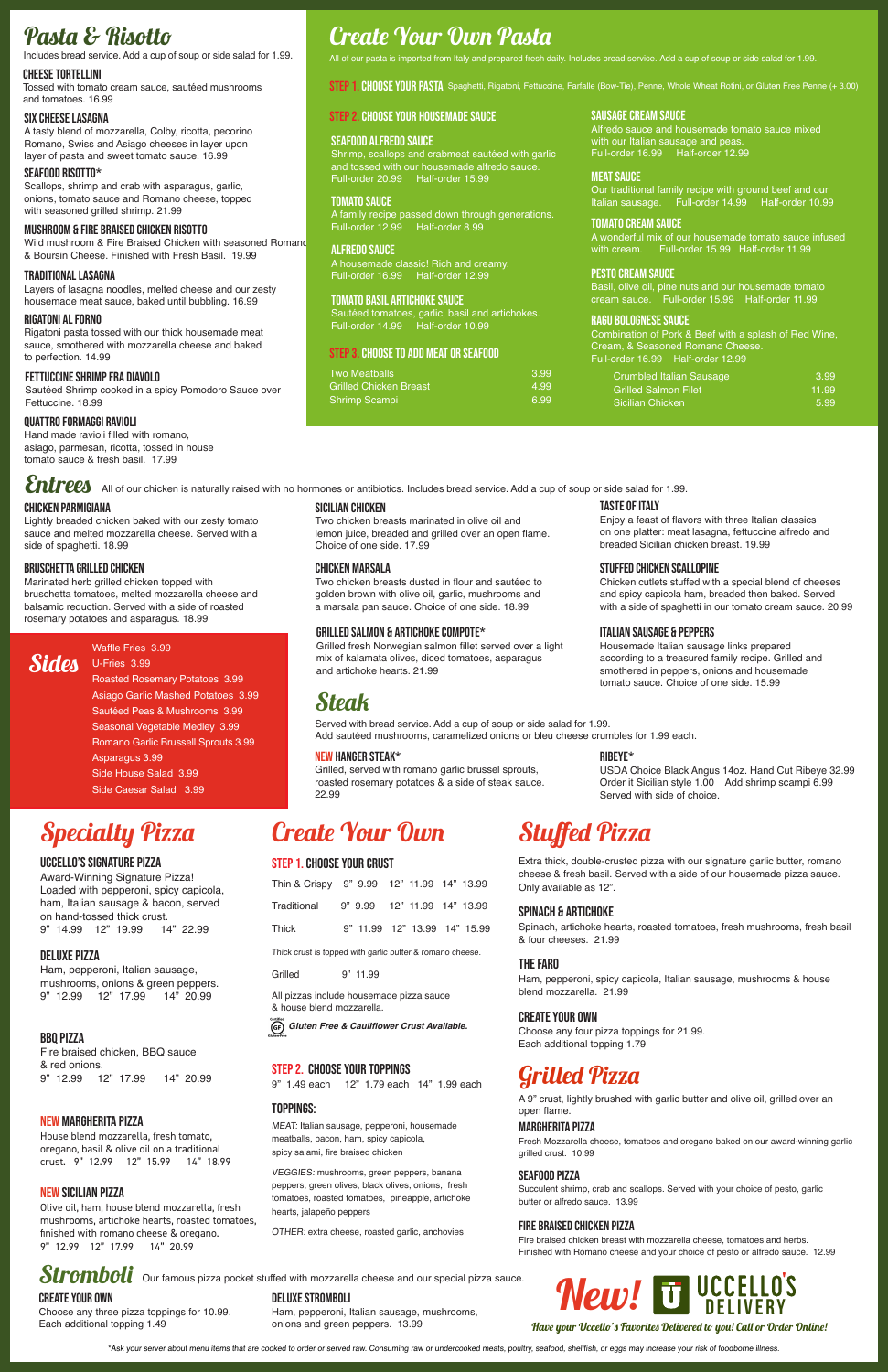# Pasta & Risotto

Includes bread service. Add a cup of soup or side salad for 1.99.

### CHEESE TORTELLINI
Tossed with tomato cream sauce, sautéed mushrooms and tomatoes. 16.99

### SIX CHEESE LASAGNA
A tasty blend of mozzarella, Colby, ricotta, pecorino Romano, Swiss and Asiago cheeses in layer upon layer of pasta and sweet tomato sauce. 16.99

### SEAFOOD RISOTTO*
Scallops, shrimp and crab with asparagus, garlic, onions, tomato sauce and Romano cheese, topped with seasoned grilled shrimp. 21.99

### MUSHROOM & FIRE BRAISED CHICKEN RISOTTO
Wild mushroom & Fire Braised Chicken with seasoned Romano & Boursin Cheese. Finished with Fresh Basil. 19.99

### TRADITIONAL LASAGNA
Layers of lasagna noodles, melted cheese and our zesty housemade meat sauce, baked until bubbling. 16.99

### RIGATONI AL FORNO
Rigatoni pasta tossed with our thick housemade meat sauce, smothered with mozzarella cheese and baked to perfection. 14.99

### FETTUCCINE SHRIMP FRA DIAVOLO
Sautéed Shrimp cooked in a spicy Pomodoro Sauce over Fettuccine. 18.99

### QUATTRO FORMAGGI RAVIOLI
Hand made ravioli filled with romano, asiago, parmesan, ricotta, tossed in house tomato sauce & fresh basil. 17.99

# Create Your Own Pasta

All of our pasta is imported from Italy and prepared fresh daily. Includes bread service. Add a cup of soup or side salad for 1.99.

## STEP 1. CHOOSE YOUR PASTA
Spaghetti, Rigatoni, Fettuccine, Farfalle (Bow-Tie), Penne, Whole Wheat Rotini, or Gluten Free Penne (+ 3.00)

## STEP 2. CHOOSE YOUR HOUSEMADE SAUCE

### SEAFOOD ALFREDO SAUCE
Shrimp, scallops and crabmeat sautéed with garlic and tossed with our housemade alfredo sauce.
Full-order 20.99 Half-order 15.99

### TOMATO SAUCE
A family recipe passed down through generations.
Full-order 12.99 Half-order 8.99

### ALFREDO SAUCE
A housemade classic! Rich and creamy.
Full-order 16.99 Half-order 12.99

### TOMATO BASIL ARTICHOKE SAUCE
Sautéed tomatoes, garlic, basil and artichokes.
Full-order 14.99 Half-order 10.99

### SAUSAGE CREAM SAUCE
Alfredo sauce and housemade tomato sauce mixed with our Italian sausage and peas.
Full-order 16.99 Half-order 12.99

### MEAT SAUCE
Our traditional family recipe with ground beef and our Italian sausage. Full-order 14.99 Half-order 10.99

### TOMATO CREAM SAUCE
A wonderful mix of our housemade tomato sauce infused with cream. Full-order 15.99 Half-order 11.99

### PESTO CREAM SAUCE
Basil, olive oil, pine nuts and our housemade tomato cream sauce. Full-order 15.99 Half-order 11.99

### RAGU BOLOGNESE SAUCE
Combination of Pork & Beef with a splash of Red Wine, Cream, & Seasoned Romano Cheese.
Full-order 16.99 Half-order 12.99

## STEP 3. CHOOSE TO ADD MEAT OR SEAFOOD

| | |
|---|---|
| Two Meatballs | 3.99 |
| Grilled Chicken Breast | 4.99 |
| Shrimp Scampi | 6.99 |
| Crumbled Italian Sausage | 3.99 |
| Grilled Salmon Filet | 11.99 |
| Sicilian Chicken | 5.99 |

# Entrees

All of our chicken is naturally raised with no hormones or antibiotics. Includes bread service. Add a cup of soup or side salad for 1.99.

### CHICKEN PARMIGIANA
Lightly breaded chicken baked with our zesty tomato sauce and melted mozzarella cheese. Served with a side of spaghetti. 18.99

### BRUSCHETTA GRILLED CHICKEN
Marinated herb grilled chicken topped with bruschetta tomatoes, melted mozzarella cheese and balsamic reduction. Served with a side of roasted rosemary potatoes and asparagus. 18.99

### SICILIAN CHICKEN
Two chicken breasts marinated in olive oil and lemon juice, breaded and grilled over an open flame. Choice of one side. 17.99

### CHICKEN MARSALA
Two chicken breasts dusted in flour and sautéed to golden brown with olive oil, garlic, mushrooms and a marsala pan sauce. Choice of one side. 18.99

### GRILLED SALMON & ARTICHOKE COMPOTE*
Grilled fresh Norwegian salmon fillet served over a light mix of kalamata olives, diced tomatoes, asparagus and artichoke hearts. 21.99

### TASTE OF ITALY
Enjoy a feast of flavors with three Italian classics on one platter: meat lasagna, fettuccine alfredo and breaded Sicilian chicken breast. 19.99

### STUFFED CHICKEN SCALLOPINE
Chicken cutlets stuffed with a special blend of cheeses and spicy capicola ham, breaded then baked. Served with a side of spaghetti in our tomato cream sauce. 20.99

### ITALIAN SAUSAGE & PEPPERS
Housemade Italian sausage links prepared according to a treasured family recipe. Grilled and smothered in peppers, onions and housemade tomato sauce. Choice of one side. 15.99

# Sides

- Waffle Fries 3.99
- U-Fries 3.99
- Roasted Rosemary Potatoes 3.99
- Asiago Garlic Mashed Potatoes 3.99
- Sautéed Peas & Mushrooms 3.99
- Seasonal Vegetable Medley 3.99
- Romano Garlic Brussell Sprouts 3.99
- Asparagus 3.99
- Side House Salad 3.99
- Side Caesar Salad 3.99

# Steak

Served with bread service. Add a cup of soup or side salad for 1.99.
Add sautéed mushrooms, caramelized onions or bleu cheese crumbles for 1.99 each.

### NEW HANGER STEAK*
Grilled, served with romano garlic brussel sprouts, roasted rosemary potatoes & a side of steak sauce. 22.99

### RIBEYE*
USDA Choice Black Angus 14oz. Hand Cut Ribeye 32.99
Order it Sicilian style 1.00 Add shrimp scampi 6.99
Served with side of choice.

# Specialty Pizza

### UCCELLO'S SIGNATURE PIZZA
Award-Winning Signature Pizza! Loaded with pepperoni, spicy capicola, ham, Italian sausage & bacon, served on hand-tossed thick crust.
9" 14.99 12" 19.99 14" 22.99

### DELUXE PIZZA
Ham, pepperoni, Italian sausage, mushrooms, onions & green peppers.
9" 12.99 12" 17.99 14" 20.99

### BBQ PIZZA
Fire braised chicken, BBQ sauce & red onions.
9" 12.99 12" 17.99 14" 20.99

### NEW MARGHERITA PIZZA
House blend mozzarella, fresh tomato, oregano, basil & olive oil on a traditional crust. 9" 12.99 12" 15.99 14" 18.99

### NEW SICILIAN PIZZA
Olive oil, ham, house blend mozzarella, fresh mushrooms, artichoke hearts, roasted tomatoes, finished with romano cheese & oregano.
9" 12.99 12" 17.99 14" 20.99

# Create Your Own

## STEP 1. CHOOSE YOUR CRUST

| | | | |
|---|---|---|---|
| Thin & Crispy | 9" 9.99 | 12" 11.99 | 14" 13.99 |
| Traditional | 9" 9.99 | 12" 11.99 | 14" 13.99 |
| Thick | 9" 11.99 | 12" 13.99 | 14" 15.99 |

Thick crust is topped with garlic butter & romano cheese.

Grilled 9" 11.99

All pizzas include housemade pizza sauce & house blend mozzarella.

*Gluten Free & Cauliflower Crust Available.*

## STEP 2. CHOOSE YOUR TOPPINGS
9" 1.49 each 12" 1.79 each 14" 1.99 each

### TOPPINGS:
*MEAT:* Italian sausage, pepperoni, housemade meatballs, bacon, ham, spicy capicola, spicy salami, fire braised chicken

*VEGGIES:* mushrooms, green peppers, banana peppers, green olives, black olives, onions, fresh tomatoes, roasted tomatoes, pineapple, artichoke hearts, jalapeño peppers

*OTHER:* extra cheese, roasted garlic, anchovies

# Stuffed Pizza

Extra thick, double-crusted pizza with our signature garlic butter, romano cheese & fresh basil. Served with a side of our housemade pizza sauce. Only available as 12".

### SPINACH & ARTICHOKE
Spinach, artichoke hearts, roasted tomatoes, fresh mushrooms, fresh basil & four cheeses. 21.99

### THE FARO
Ham, pepperoni, spicy capicola, Italian sausage, mushrooms & house blend mozzarella. 21.99

### CREATE YOUR OWN
Choose any four pizza toppings for 21.99.
Each additional topping 1.79

# Grilled Pizza

A 9" crust, lightly brushed with garlic butter and olive oil, grilled over an open flame.

### MARGHERITA PIZZA
Fresh Mozzarella cheese, tomatoes and oregano baked on our award-winning garlic grilled crust. 10.99

### SEAFOOD PIZZA
Succulent shrimp, crab and scallops. Served with your choice of pesto, garlic butter or alfredo sauce. 13.99

### FIRE BRAISED CHICKEN PIZZA
Fire braised chicken breast with mozzarella cheese, tomatoes and herbs. Finished with Romano cheese and your choice of pesto or alfredo sauce. 12.99

# Stromboli

Our famous pizza pocket stuffed with mozzarella cheese and our special pizza sauce.

### CREATE YOUR OWN
Choose any three pizza toppings for 10.99.
Each additional topping 1.49

### DELUXE STROMBOLI
Ham, pepperoni, Italian sausage, mushrooms, onions and green peppers. 13.99

**New! UCCELLO'S DELIVERY**

*Have your Uccello's Favorites Delivered to you! Call or Order Online!*

*Ask your server about menu items that are cooked to order or served raw. Consuming raw or undercooked meats, poultry, seafood, shellfish, or eggs may increase your risk of foodborne illness.